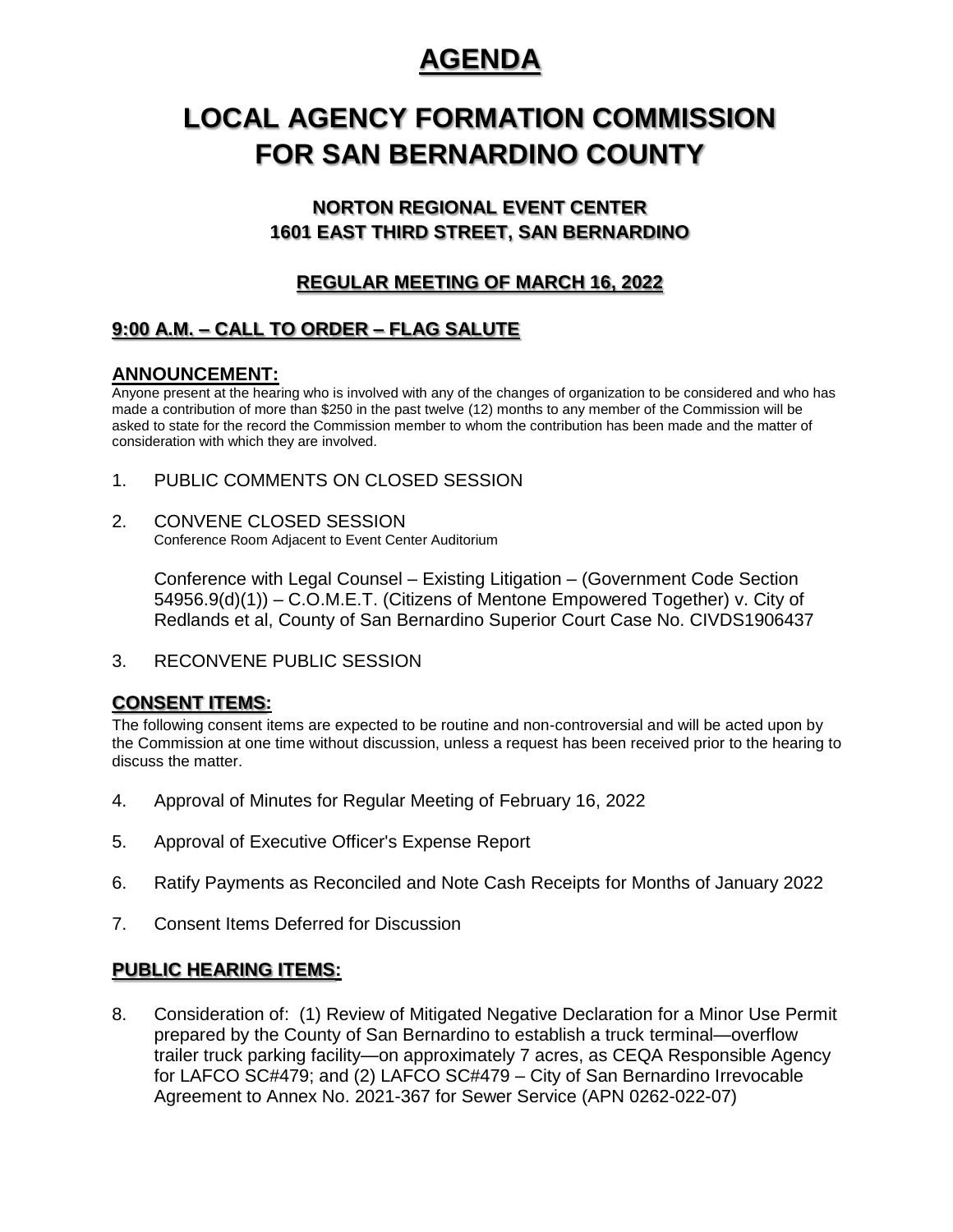# AGENDA

# LOCAL AGENCY FORMATION COMMISSION FOR SAN BERNARDINO COUNTY

### NORTON REGIONAL EVENT CENTER
### 1601 EAST THIRD STREET, SAN BERNARDINO

### REGULAR MEETING OF MARCH 16, 2022

### 9:00 A.M. – CALL TO ORDER – FLAG SALUTE

**ANNOUNCEMENT:**

Anyone present at the hearing who is involved with any of the changes of organization to be considered and who has made a contribution of more than $250 in the past twelve (12) months to any member of the Commission will be asked to state for the record the Commission member to whom the contribution has been made and the matter of consideration with which they are involved.

1. PUBLIC COMMENTS ON CLOSED SESSION

2. CONVENE CLOSED SESSION
   Conference Room Adjacent to Event Center Auditorium

   Conference with Legal Counsel – Existing Litigation – (Government Code Section 54956.9(d)(1)) – C.O.M.E.T. (Citizens of Mentone Empowered Together) v. City of Redlands et al, County of San Bernardino Superior Court Case No. CIVDS1906437

3. RECONVENE PUBLIC SESSION

**CONSENT ITEMS:**

The following consent items are expected to be routine and non-controversial and will be acted upon by the Commission at one time without discussion, unless a request has been received prior to the hearing to discuss the matter.

4. Approval of Minutes for Regular Meeting of February 16, 2022

5. Approval of Executive Officer's Expense Report

6. Ratify Payments as Reconciled and Note Cash Receipts for Months of January 2022

7. Consent Items Deferred for Discussion

**PUBLIC HEARING ITEMS:**

8. Consideration of: (1) Review of Mitigated Negative Declaration for a Minor Use Permit prepared by the County of San Bernardino to establish a truck terminal—overflow trailer truck parking facility—on approximately 7 acres, as CEQA Responsible Agency for LAFCO SC#479; and (2) LAFCO SC#479 – City of San Bernardino Irrevocable Agreement to Annex No. 2021-367 for Sewer Service (APN 0262-022-07)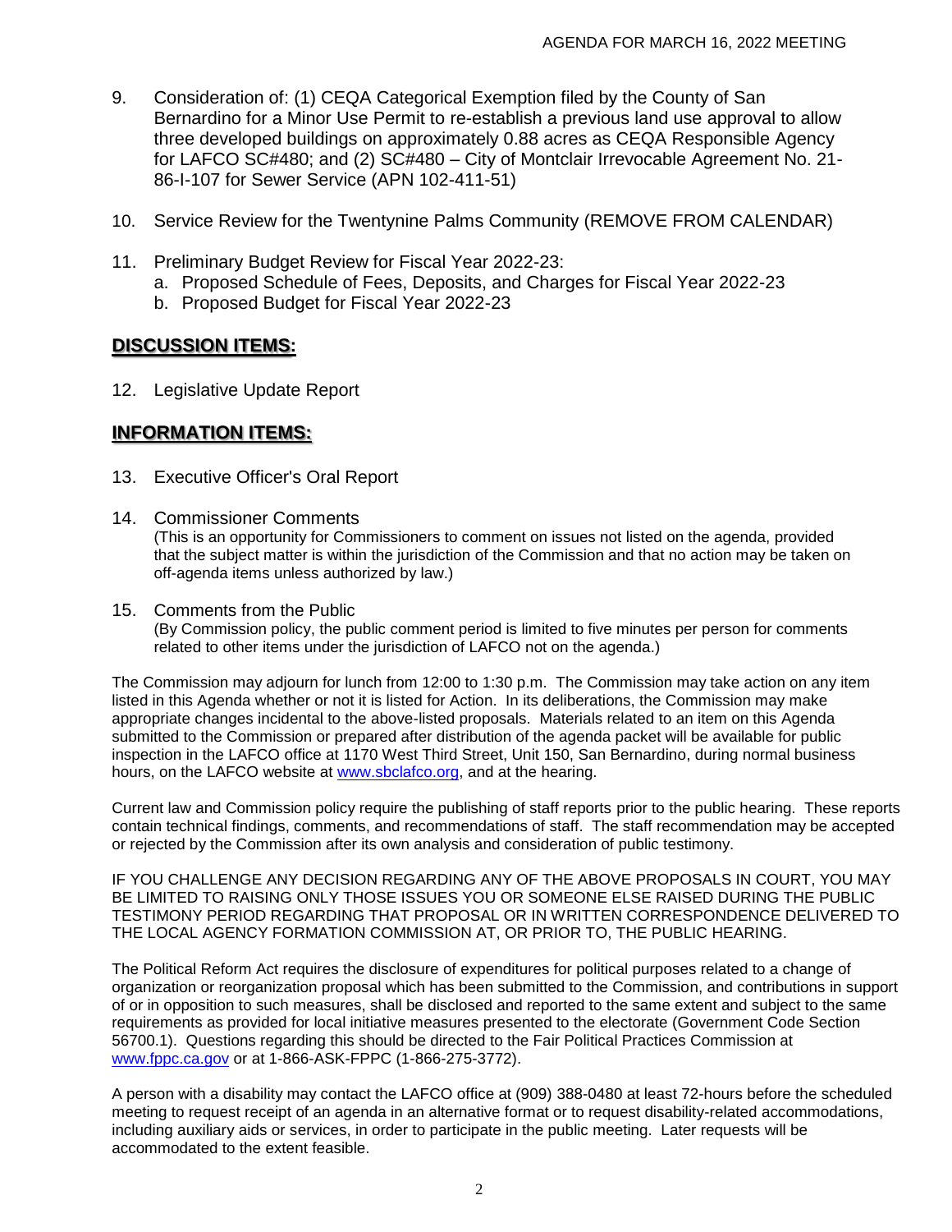9. Consideration of: (1) CEQA Categorical Exemption filed by the County of San Bernardino for a Minor Use Permit to re-establish a previous land use approval to allow three developed buildings on approximately 0.88 acres as CEQA Responsible Agency for LAFCO SC#480; and (2) SC#480 – City of Montclair Irrevocable Agreement No. 21-86-I-107 for Sewer Service (APN 102-411-51)

10. Service Review for the Twentynine Palms Community (REMOVE FROM CALENDAR)

11. Preliminary Budget Review for Fiscal Year 2022-23:
    a. Proposed Schedule of Fees, Deposits, and Charges for Fiscal Year 2022-23
    b. Proposed Budget for Fiscal Year 2022-23

## DISCUSSION ITEMS:

12. Legislative Update Report

## INFORMATION ITEMS:

13. Executive Officer's Oral Report

14. Commissioner Comments
    (This is an opportunity for Commissioners to comment on issues not listed on the agenda, provided that the subject matter is within the jurisdiction of the Commission and that no action may be taken on off-agenda items unless authorized by law.)

15. Comments from the Public
    (By Commission policy, the public comment period is limited to five minutes per person for comments related to other items under the jurisdiction of LAFCO not on the agenda.)

The Commission may adjourn for lunch from 12:00 to 1:30 p.m. The Commission may take action on any item listed in this Agenda whether or not it is listed for Action. In its deliberations, the Commission may make appropriate changes incidental to the above-listed proposals. Materials related to an item on this Agenda submitted to the Commission or prepared after distribution of the agenda packet will be available for public inspection in the LAFCO office at 1170 West Third Street, Unit 150, San Bernardino, during normal business hours, on the LAFCO website at www.sbclafco.org, and at the hearing.

Current law and Commission policy require the publishing of staff reports prior to the public hearing. These reports contain technical findings, comments, and recommendations of staff. The staff recommendation may be accepted or rejected by the Commission after its own analysis and consideration of public testimony.

IF YOU CHALLENGE ANY DECISION REGARDING ANY OF THE ABOVE PROPOSALS IN COURT, YOU MAY BE LIMITED TO RAISING ONLY THOSE ISSUES YOU OR SOMEONE ELSE RAISED DURING THE PUBLIC TESTIMONY PERIOD REGARDING THAT PROPOSAL OR IN WRITTEN CORRESPONDENCE DELIVERED TO THE LOCAL AGENCY FORMATION COMMISSION AT, OR PRIOR TO, THE PUBLIC HEARING.

The Political Reform Act requires the disclosure of expenditures for political purposes related to a change of organization or reorganization proposal which has been submitted to the Commission, and contributions in support of or in opposition to such measures, shall be disclosed and reported to the same extent and subject to the same requirements as provided for local initiative measures presented to the electorate (Government Code Section 56700.1). Questions regarding this should be directed to the Fair Political Practices Commission at www.fppc.ca.gov or at 1-866-ASK-FPPC (1-866-275-3772).

A person with a disability may contact the LAFCO office at (909) 388-0480 at least 72-hours before the scheduled meeting to request receipt of an agenda in an alternative format or to request disability-related accommodations, including auxiliary aids or services, in order to participate in the public meeting. Later requests will be accommodated to the extent feasible.